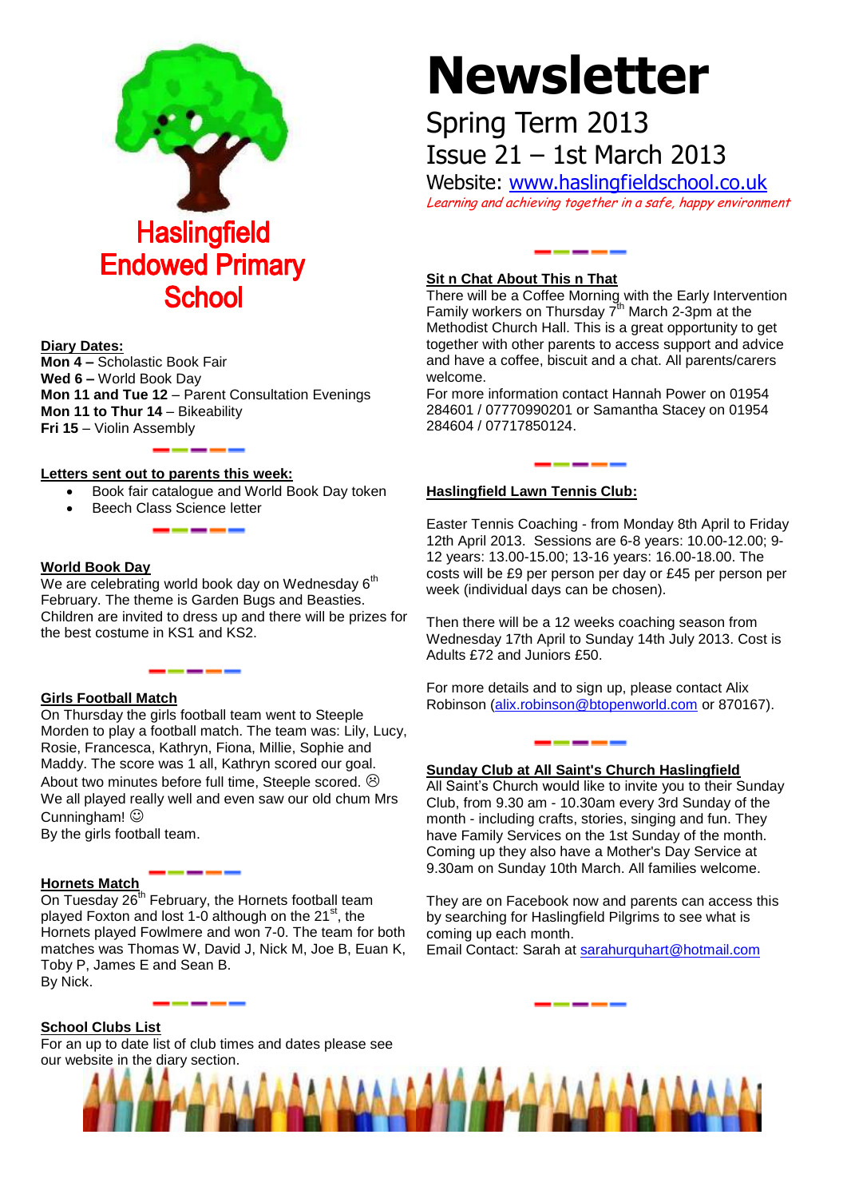# Newsletter

## Spring Term 2013

## Issue 21 – 1st March 2013

Website: www.haslingfieldschool.co.uk

*Learning and achieving together in a safe, happy environment*

# Haslingfield Endowed Primary School

**Diary Dates:**

**Mon 4 –** Scholastic Book Fair
**Wed 6 –** World Book Day
**Mon 11 and Tue 12** – Parent Consultation Evenings
**Mon 11 to Thur 14** – Bikeability
**Fri 15** – Violin Assembly

**Letters sent out to parents this week:**

- Book fair catalogue and World Book Day token
- Beech Class Science letter

**World Book Day**

We are celebrating world book day on Wednesday 6th February. The theme is Garden Bugs and Beasties. Children are invited to dress up and there will be prizes for the best costume in KS1 and KS2.

**Girls Football Match**

On Thursday the girls football team went to Steeple Morden to play a football match. The team was: Lily, Lucy, Rosie, Francesca, Kathryn, Fiona, Millie, Sophie and Maddy. The score was 1 all, Kathryn scored our goal. About two minutes before full time, Steeple scored. ☹ We all played really well and even saw our old chum Mrs Cunningham! ☺
By the girls football team.

**Hornets Match**

On Tuesday 26th February, the Hornets football team played Foxton and lost 1-0 although on the 21st, the Hornets played Fowlmere and won 7-0. The team for both matches was Thomas W, David J, Nick M, Joe B, Euan K, Toby P, James E and Sean B.
By Nick.

**School Clubs List**

For an up to date list of club times and dates please see our website in the diary section.

**Sit n Chat About This n That**

There will be a Coffee Morning with the Early Intervention Family workers on Thursday 7th March 2-3pm at the Methodist Church Hall. This is a great opportunity to get together with other parents to access support and advice and have a coffee, biscuit and a chat. All parents/carers welcome.
For more information contact Hannah Power on 01954 284601 / 07770990201 or Samantha Stacey on 01954 284604 / 07717850124.

**Haslingfield Lawn Tennis Club:**

Easter Tennis Coaching - from Monday 8th April to Friday 12th April 2013. Sessions are 6-8 years: 10.00-12.00; 9-12 years: 13.00-15.00; 13-16 years: 16.00-18.00. The costs will be £9 per person per day or £45 per person per week (individual days can be chosen).

Then there will be a 12 weeks coaching season from Wednesday 17th April to Sunday 14th July 2013. Cost is Adults £72 and Juniors £50.

For more details and to sign up, please contact Alix Robinson (alix.robinson@btopenworld.com or 870167).

**Sunday Club at All Saint's Church Haslingfield**

All Saint's Church would like to invite you to their Sunday Club, from 9.30 am - 10.30am every 3rd Sunday of the month - including crafts, stories, singing and fun. They have Family Services on the 1st Sunday of the month. Coming up they also have a Mother's Day Service at 9.30am on Sunday 10th March. All families welcome.

They are on Facebook now and parents can access this by searching for Haslingfield Pilgrims to see what is coming up each month.
Email Contact: Sarah at sarahurquhart@hotmail.com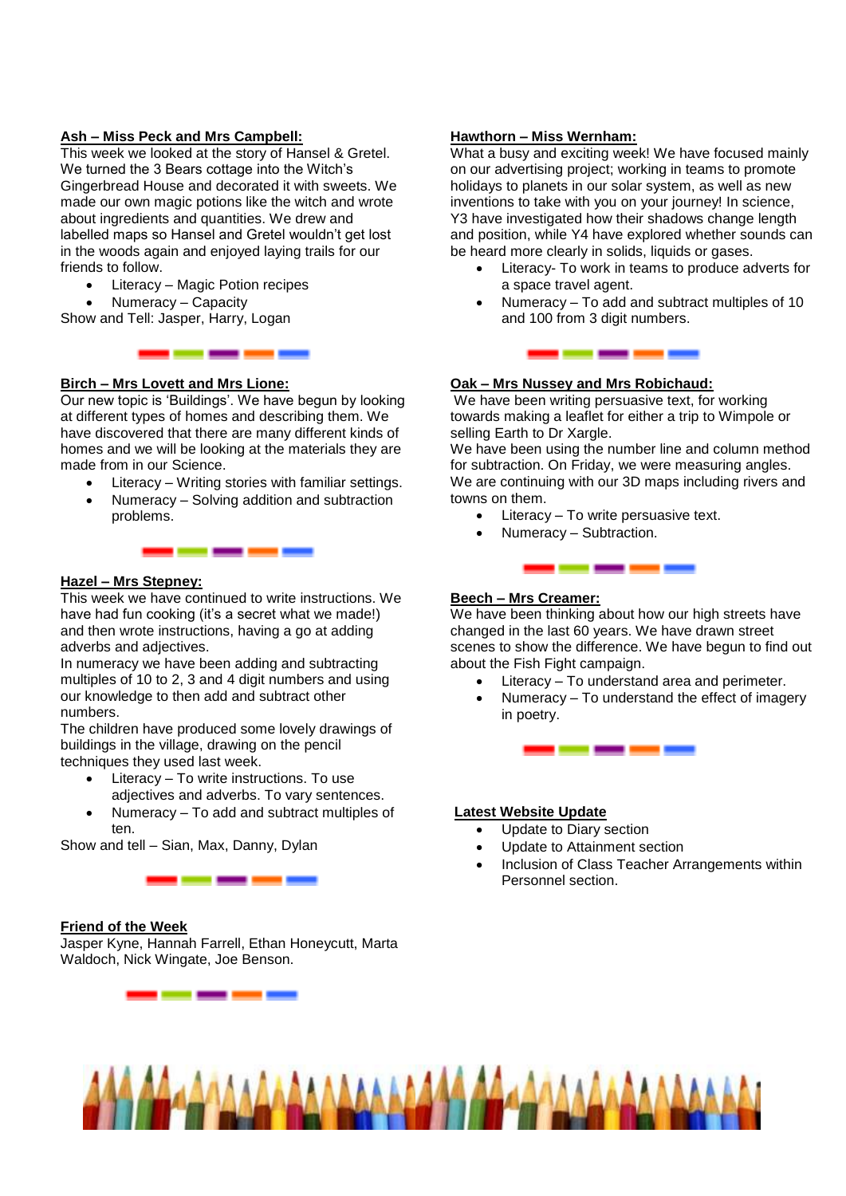**Ash – Miss Peck and Mrs Campbell:**

This week we looked at the story of Hansel & Gretel. We turned the 3 Bears cottage into the Witch's Gingerbread House and decorated it with sweets. We made our own magic potions like the witch and wrote about ingredients and quantities. We drew and labelled maps so Hansel and Gretel wouldn't get lost in the woods again and enjoyed laying trails for our friends to follow.

- Literacy – Magic Potion recipes
- Numeracy – Capacity

Show and Tell: Jasper, Harry, Logan

**Birch – Mrs Lovett and Mrs Lione:**

Our new topic is 'Buildings'. We have begun by looking at different types of homes and describing them. We have discovered that there are many different kinds of homes and we will be looking at the materials they are made from in our Science.

- Literacy – Writing stories with familiar settings.
- Numeracy – Solving addition and subtraction problems.

**Hazel – Mrs Stepney:**

This week we have continued to write instructions. We have had fun cooking (it's a secret what we made!) and then wrote instructions, having a go at adding adverbs and adjectives.

In numeracy we have been adding and subtracting multiples of 10 to 2, 3 and 4 digit numbers and using our knowledge to then add and subtract other numbers.

The children have produced some lovely drawings of buildings in the village, drawing on the pencil techniques they used last week.

- Literacy – To write instructions. To use adjectives and adverbs. To vary sentences.
- Numeracy – To add and subtract multiples of ten.

Show and tell – Sian, Max, Danny, Dylan

**Friend of the Week**

Jasper Kyne, Hannah Farrell, Ethan Honeycutt, Marta Waldoch, Nick Wingate, Joe Benson.

**Hawthorn – Miss Wernham:**

What a busy and exciting week! We have focused mainly on our advertising project; working in teams to promote holidays to planets in our solar system, as well as new inventions to take with you on your journey! In science, Y3 have investigated how their shadows change length and position, while Y4 have explored whether sounds can be heard more clearly in solids, liquids or gases.

- Literacy- To work in teams to produce adverts for a space travel agent.
- Numeracy – To add and subtract multiples of 10 and 100 from 3 digit numbers.

**Oak – Mrs Nussey and Mrs Robichaud:**

We have been writing persuasive text, for working towards making a leaflet for either a trip to Wimpole or selling Earth to Dr Xargle.

We have been using the number line and column method for subtraction. On Friday, we were measuring angles.

We are continuing with our 3D maps including rivers and towns on them.

- Literacy – To write persuasive text.
- Numeracy – Subtraction.

**Beech – Mrs Creamer:**

We have been thinking about how our high streets have changed in the last 60 years. We have drawn street scenes to show the difference. We have begun to find out about the Fish Fight campaign.

- Literacy – To understand area and perimeter.
- Numeracy – To understand the effect of imagery in poetry.

**Latest Website Update**

- Update to Diary section
- Update to Attainment section
- Inclusion of Class Teacher Arrangements within Personnel section.